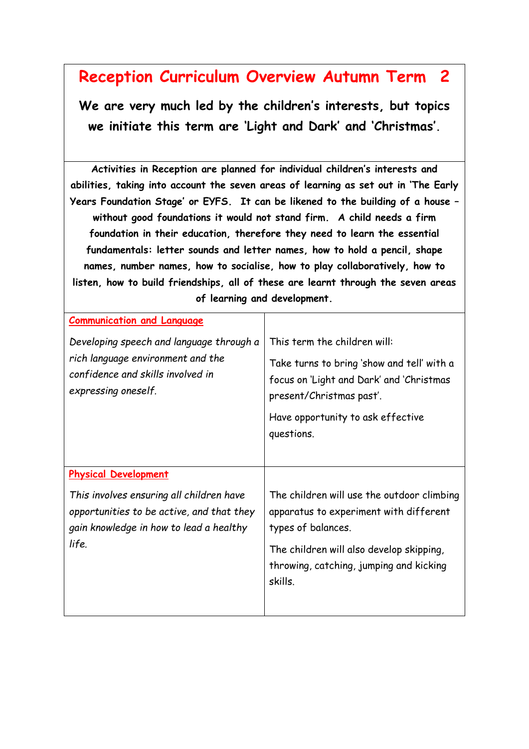# Reception Curriculum Overview Autumn Term 2

**We are very much led by the children's interests, but topics we initiate this term are 'Light and Dark' and 'Christmas'.**

**Activities in Reception are planned for individual children's interests and abilities, taking into account the seven areas of learning as set out in 'The Early Years Foundation Stage' or EYFS. It can be likened to the building of a house – without good foundations it would not stand firm. A child needs a firm foundation in their education, therefore they need to learn the essential fundamentals: letter sounds and letter names, how to hold a pencil, shape names, number names, how to socialise, how to play collaboratively, how to listen, how to build friendships, all of these are learnt through the seven areas of learning and development.**

| | |
|---|---|
| **Communication and Language**<br><br>*Developing speech and language through a rich language environment and the confidence and skills involved in expressing oneself.* | This term the children will:<br><br>Take turns to bring 'show and tell' with a focus on 'Light and Dark' and 'Christmas present/Christmas past'.<br><br>Have opportunity to ask effective questions. |
| **Physical Development**<br><br>*This involves ensuring all children have opportunities to be active, and that they gain knowledge in how to lead a healthy life.* | The children will use the outdoor climbing apparatus to experiment with different types of balances.<br><br>The children will also develop skipping, throwing, catching, jumping and kicking skills. |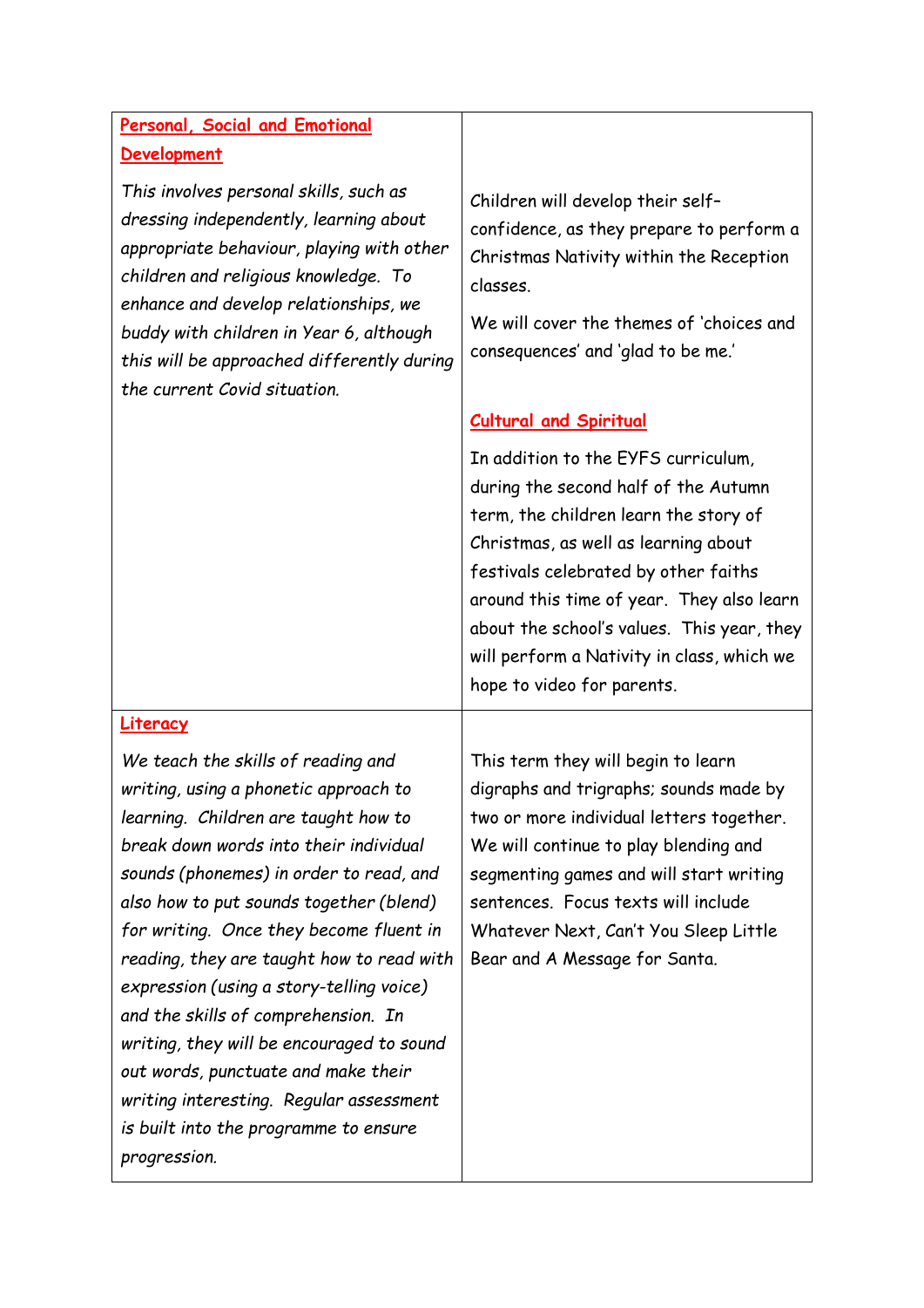| | |
|---|---|
| **Personal, Social and Emotional Development**<br><br>*This involves personal skills, such as dressing independently, learning about appropriate behaviour, playing with other children and religious knowledge. To enhance and develop relationships, we buddy with children in Year 6, although this will be approached differently during the current Covid situation.* | Children will develop their self–confidence, as they prepare to perform a Christmas Nativity within the Reception classes.<br><br>We will cover the themes of 'choices and consequences' and 'glad to be me.'<br><br>**Cultural and Spiritual**<br><br>In addition to the EYFS curriculum, during the second half of the Autumn term, the children learn the story of Christmas, as well as learning about festivals celebrated by other faiths around this time of year. They also learn about the school's values. This year, they will perform a Nativity in class, which we hope to video for parents. |
| **Literacy**<br><br>*We teach the skills of reading and writing, using a phonetic approach to learning. Children are taught how to break down words into their individual sounds (phonemes) in order to read, and also how to put sounds together (blend) for writing. Once they become fluent in reading, they are taught how to read with expression (using a story-telling voice) and the skills of comprehension. In writing, they will be encouraged to sound out words, punctuate and make their writing interesting. Regular assessment is built into the programme to ensure progression.* | This term they will begin to learn digraphs and trigraphs; sounds made by two or more individual letters together. We will continue to play blending and segmenting games and will start writing sentences. Focus texts will include Whatever Next, Can't You Sleep Little Bear and A Message for Santa. |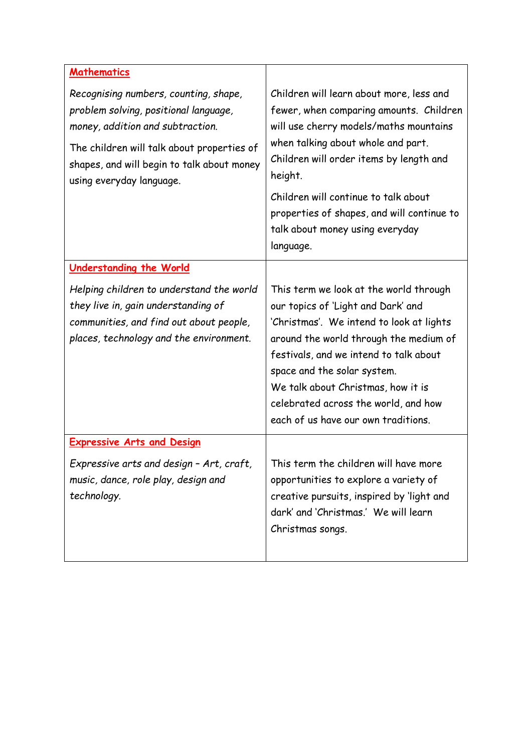| | |
|---|---|
| **Mathematics**<br><br>*Recognising numbers, counting, shape, problem solving, positional language, money, addition and subtraction.*<br><br>The children will talk about properties of shapes, and will begin to talk about money using everyday language. | Children will learn about more, less and fewer, when comparing amounts. Children will use cherry models/maths mountains when talking about whole and part. Children will order items by length and height.<br><br>Children will continue to talk about properties of shapes, and will continue to talk about money using everyday language. |
| **Understanding the World**<br><br>*Helping children to understand the world they live in, gain understanding of communities, and find out about people, places, technology and the environment.* | This term we look at the world through our topics of 'Light and Dark' and 'Christmas'. We intend to look at lights around the world through the medium of festivals, and we intend to talk about space and the solar system.<br>We talk about Christmas, how it is celebrated across the world, and how each of us have our own traditions. |
| **Expressive Arts and Design**<br><br>*Expressive arts and design – Art, craft, music, dance, role play, design and technology.* | This term the children will have more opportunities to explore a variety of creative pursuits, inspired by 'light and dark' and 'Christmas.' We will learn Christmas songs. |